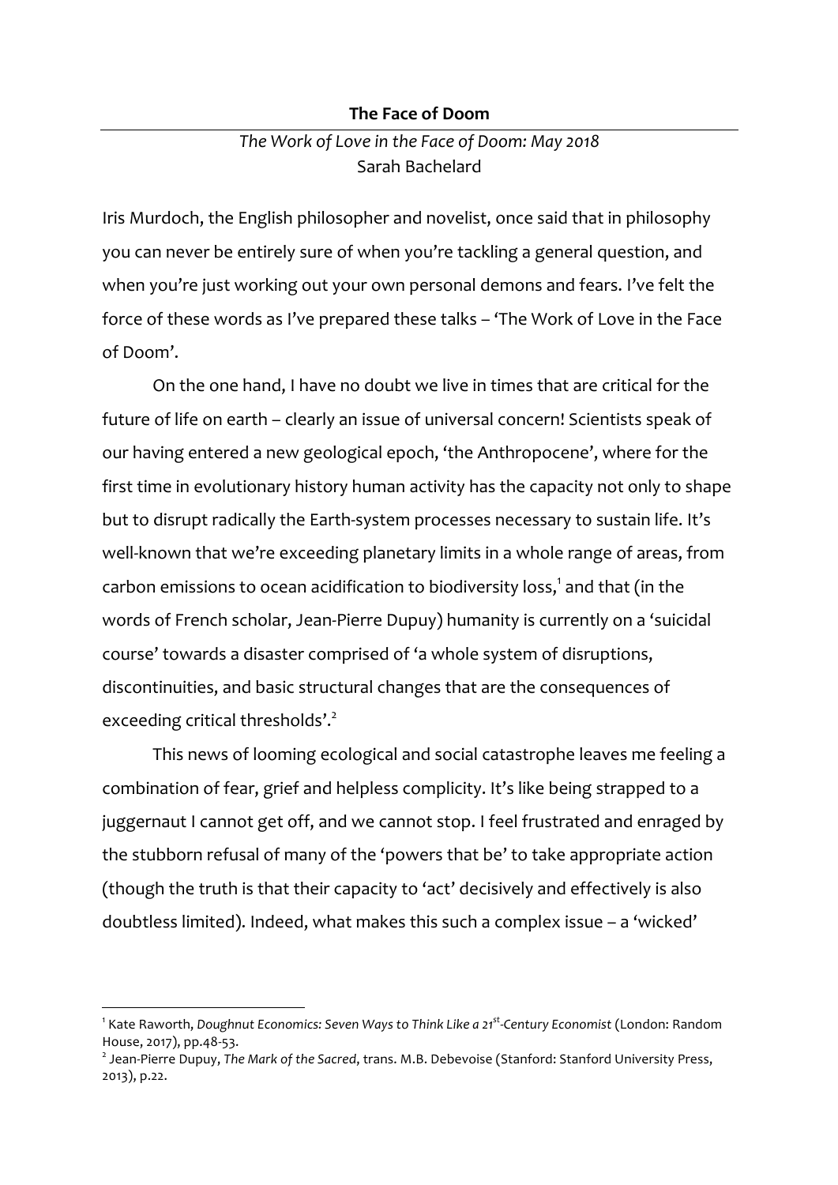# The Face of Doom

*The Work of Love in the Face of Doom: May 2018*
Sarah Bachelard

Iris Murdoch, the English philosopher and novelist, once said that in philosophy you can never be entirely sure of when you're tackling a general question, and when you're just working out your own personal demons and fears. I've felt the force of these words as I've prepared these talks – 'The Work of Love in the Face of Doom'.

On the one hand, I have no doubt we live in times that are critical for the future of life on earth – clearly an issue of universal concern! Scientists speak of our having entered a new geological epoch, 'the Anthropocene', where for the first time in evolutionary history human activity has the capacity not only to shape but to disrupt radically the Earth-system processes necessary to sustain life. It's well-known that we're exceeding planetary limits in a whole range of areas, from carbon emissions to ocean acidification to biodiversity loss,[1] and that (in the words of French scholar, Jean-Pierre Dupuy) humanity is currently on a 'suicidal course' towards a disaster comprised of 'a whole system of disruptions, discontinuities, and basic structural changes that are the consequences of exceeding critical thresholds'.[2]

This news of looming ecological and social catastrophe leaves me feeling a combination of fear, grief and helpless complicity. It's like being strapped to a juggernaut I cannot get off, and we cannot stop. I feel frustrated and enraged by the stubborn refusal of many of the 'powers that be' to take appropriate action (though the truth is that their capacity to 'act' decisively and effectively is also doubtless limited). Indeed, what makes this such a complex issue – a 'wicked'

---

[1] Kate Raworth, *Doughnut Economics: Seven Ways to Think Like a 21st-Century Economist* (London: Random House, 2017), pp.48-53.

[2] Jean-Pierre Dupuy, *The Mark of the Sacred*, trans. M.B. Debevoise (Stanford: Stanford University Press, 2013), p.22.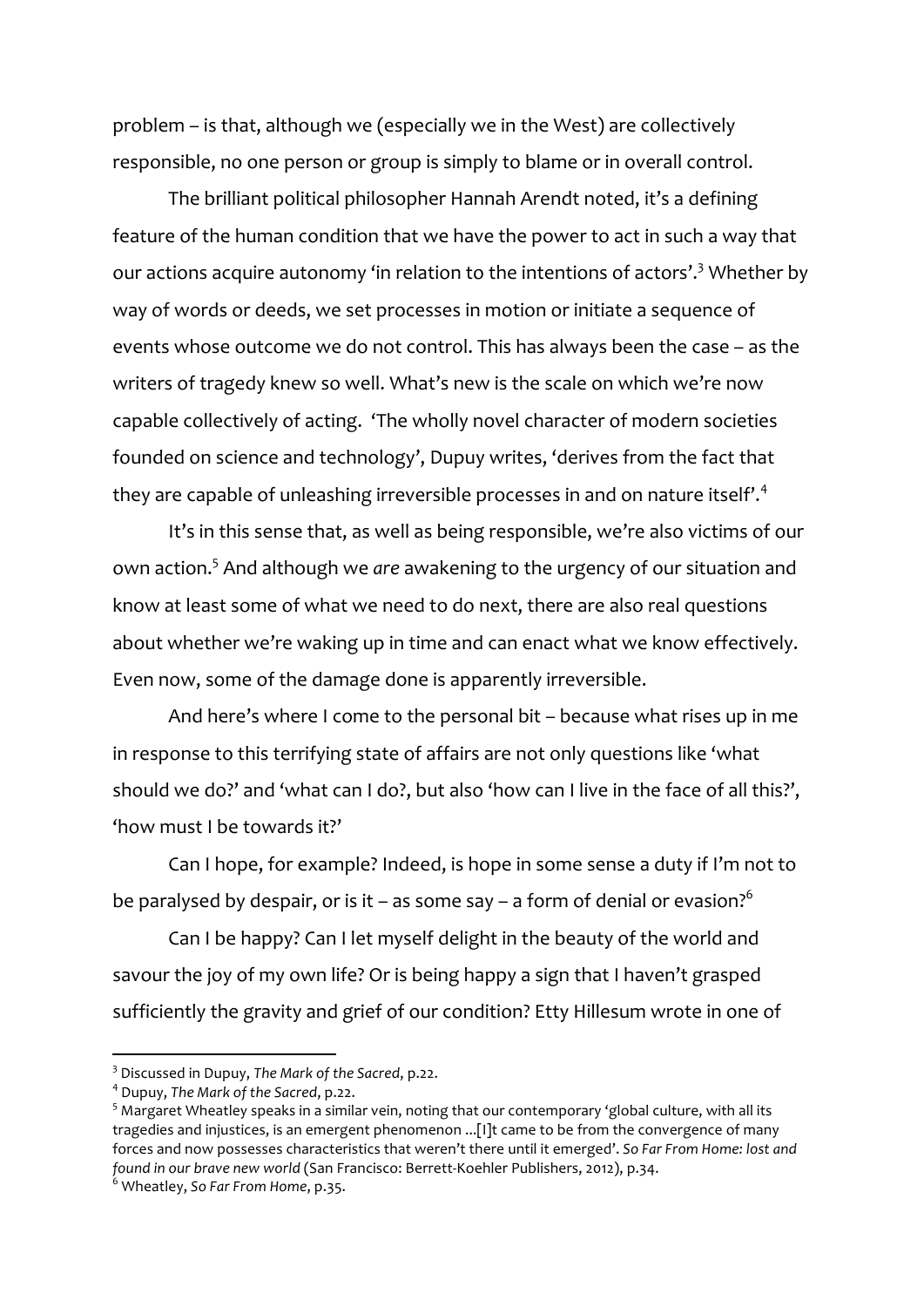problem – is that, although we (especially we in the West) are collectively responsible, no one person or group is simply to blame or in overall control.

The brilliant political philosopher Hannah Arendt noted, it's a defining feature of the human condition that we have the power to act in such a way that our actions acquire autonomy 'in relation to the intentions of actors'.[3] Whether by way of words or deeds, we set processes in motion or initiate a sequence of events whose outcome we do not control. This has always been the case – as the writers of tragedy knew so well. What's new is the scale on which we're now capable collectively of acting. 'The wholly novel character of modern societies founded on science and technology', Dupuy writes, 'derives from the fact that they are capable of unleashing irreversible processes in and on nature itself'.[4]

It's in this sense that, as well as being responsible, we're also victims of our own action.[5] And although we *are* awakening to the urgency of our situation and know at least some of what we need to do next, there are also real questions about whether we're waking up in time and can enact what we know effectively. Even now, some of the damage done is apparently irreversible.

And here's where I come to the personal bit – because what rises up in me in response to this terrifying state of affairs are not only questions like 'what should we do?' and 'what can I do?, but also 'how can I live in the face of all this?', 'how must I be towards it?'

Can I hope, for example? Indeed, is hope in some sense a duty if I'm not to be paralysed by despair, or is it – as some say – a form of denial or evasion?[6]

Can I be happy? Can I let myself delight in the beauty of the world and savour the joy of my own life? Or is being happy a sign that I haven't grasped sufficiently the gravity and grief of our condition? Etty Hillesum wrote in one of

---

[3] Discussed in Dupuy, *The Mark of the Sacred*, p.22.

[4] Dupuy, *The Mark of the Sacred*, p.22.

[5] Margaret Wheatley speaks in a similar vein, noting that our contemporary 'global culture, with all its tragedies and injustices, is an emergent phenomenon ...[I]t came to be from the convergence of many forces and now possesses characteristics that weren't there until it emerged'. *So Far From Home: lost and found in our brave new world* (San Francisco: Berrett-Koehler Publishers, 2012), p.34.

[6] Wheatley, *So Far From Home*, p.35.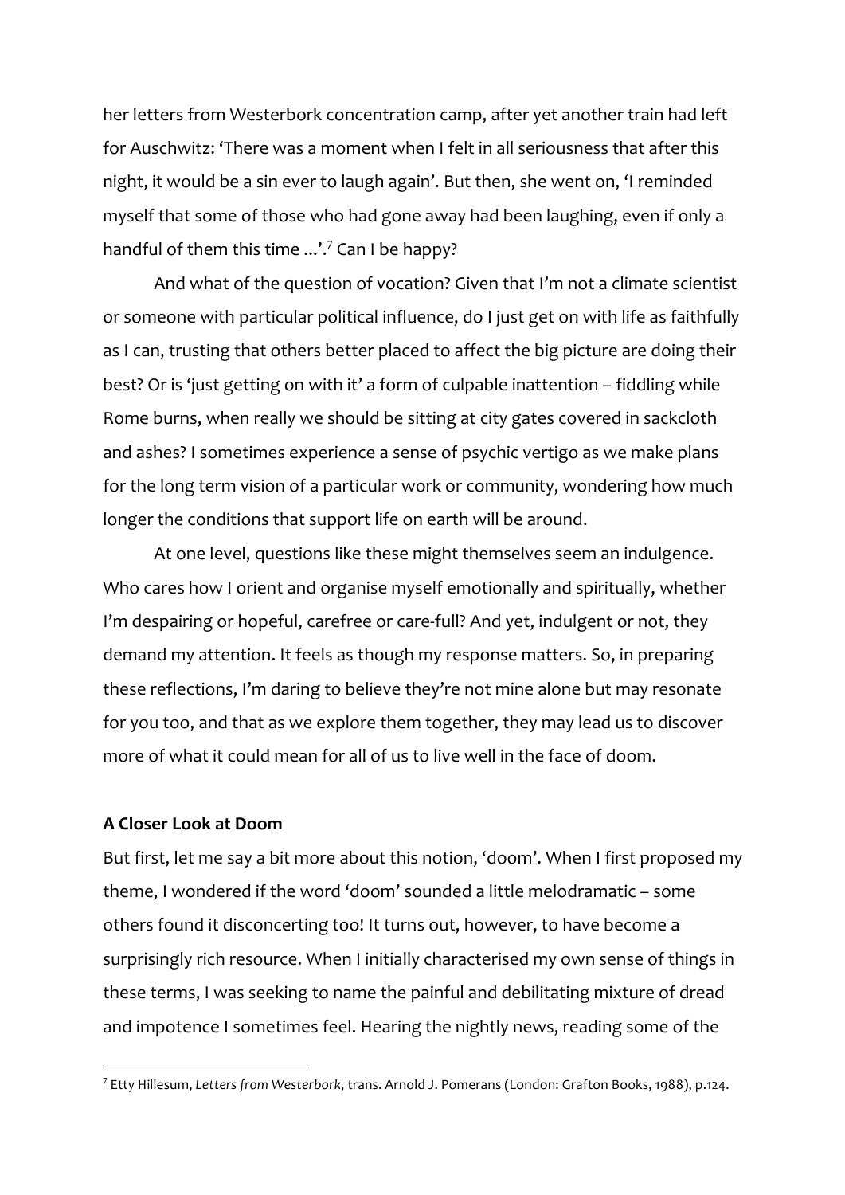her letters from Westerbork concentration camp, after yet another train had left for Auschwitz: 'There was a moment when I felt in all seriousness that after this night, it would be a sin ever to laugh again'. But then, she went on, 'I reminded myself that some of those who had gone away had been laughing, even if only a handful of them this time ...'.[7] Can I be happy?

And what of the question of vocation? Given that I'm not a climate scientist or someone with particular political influence, do I just get on with life as faithfully as I can, trusting that others better placed to affect the big picture are doing their best? Or is 'just getting on with it' a form of culpable inattention – fiddling while Rome burns, when really we should be sitting at city gates covered in sackcloth and ashes? I sometimes experience a sense of psychic vertigo as we make plans for the long term vision of a particular work or community, wondering how much longer the conditions that support life on earth will be around.

At one level, questions like these might themselves seem an indulgence. Who cares how I orient and organise myself emotionally and spiritually, whether I'm despairing or hopeful, carefree or care-full? And yet, indulgent or not, they demand my attention. It feels as though my response matters. So, in preparing these reflections, I'm daring to believe they're not mine alone but may resonate for you too, and that as we explore them together, they may lead us to discover more of what it could mean for all of us to live well in the face of doom.

**A Closer Look at Doom**

But first, let me say a bit more about this notion, 'doom'. When I first proposed my theme, I wondered if the word 'doom' sounded a little melodramatic – some others found it disconcerting too! It turns out, however, to have become a surprisingly rich resource. When I initially characterised my own sense of things in these terms, I was seeking to name the painful and debilitating mixture of dread and impotence I sometimes feel. Hearing the nightly news, reading some of the

[7] Etty Hillesum, *Letters from Westerbork*, trans. Arnold J. Pomerans (London: Grafton Books, 1988), p.124.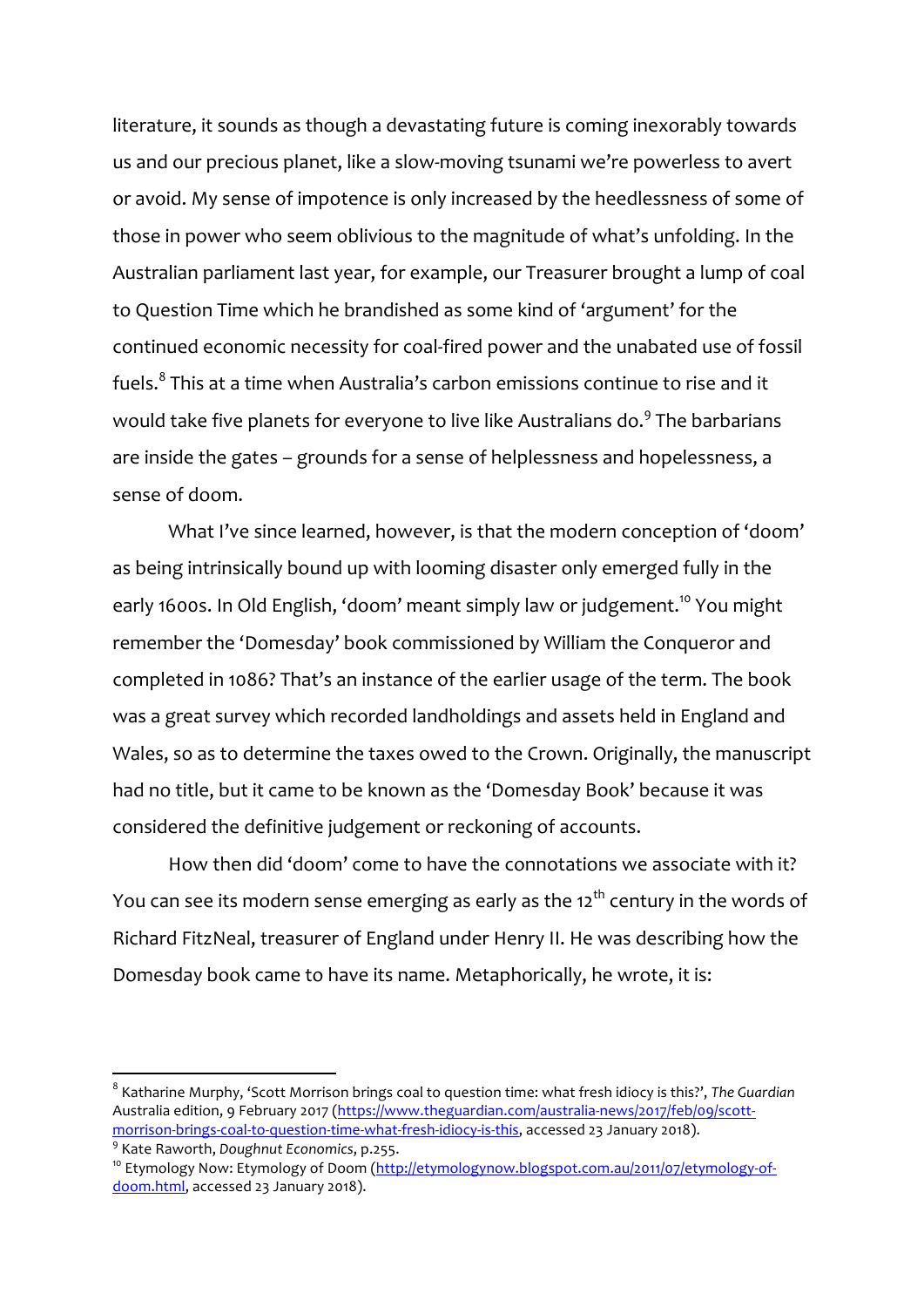literature, it sounds as though a devastating future is coming inexorably towards us and our precious planet, like a slow-moving tsunami we're powerless to avert or avoid. My sense of impotence is only increased by the heedlessness of some of those in power who seem oblivious to the magnitude of what's unfolding. In the Australian parliament last year, for example, our Treasurer brought a lump of coal to Question Time which he brandished as some kind of 'argument' for the continued economic necessity for coal-fired power and the unabated use of fossil fuels.[8] This at a time when Australia's carbon emissions continue to rise and it would take five planets for everyone to live like Australians do.[9] The barbarians are inside the gates – grounds for a sense of helplessness and hopelessness, a sense of doom.

What I've since learned, however, is that the modern conception of 'doom' as being intrinsically bound up with looming disaster only emerged fully in the early 1600s. In Old English, 'doom' meant simply law or judgement.[10] You might remember the 'Domesday' book commissioned by William the Conqueror and completed in 1086? That's an instance of the earlier usage of the term. The book was a great survey which recorded landholdings and assets held in England and Wales, so as to determine the taxes owed to the Crown. Originally, the manuscript had no title, but it came to be known as the 'Domesday Book' because it was considered the definitive judgement or reckoning of accounts.

How then did 'doom' come to have the connotations we associate with it? You can see its modern sense emerging as early as the 12th century in the words of Richard FitzNeal, treasurer of England under Henry II. He was describing how the Domesday book came to have its name. Metaphorically, he wrote, it is:

---

[8] Katharine Murphy, 'Scott Morrison brings coal to question time: what fresh idiocy is this?', *The Guardian* Australia edition, 9 February 2017 (https://www.theguardian.com/australia-news/2017/feb/09/scott-morrison-brings-coal-to-question-time-what-fresh-idiocy-is-this, accessed 23 January 2018).

[9] Kate Raworth, *Doughnut Economics*, p.255.

[10] Etymology Now: Etymology of Doom (http://etymologynow.blogspot.com.au/2011/07/etymology-of-doom.html, accessed 23 January 2018).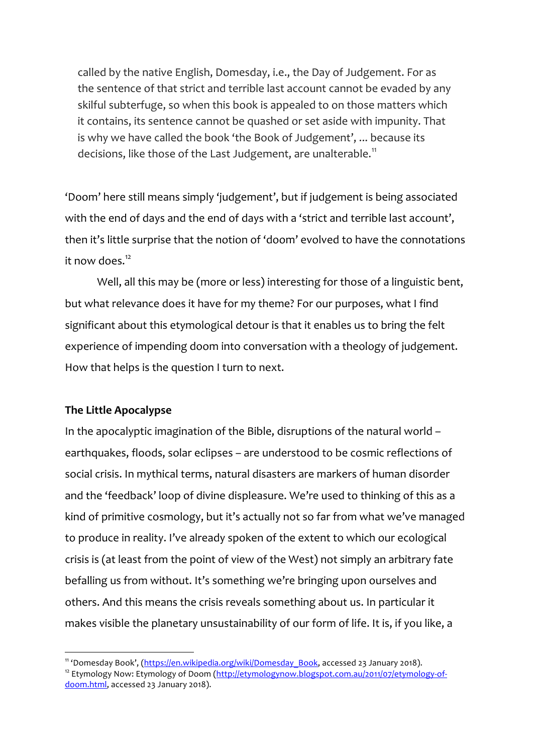> called by the native English, Domesday, i.e., the Day of Judgement. For as the sentence of that strict and terrible last account cannot be evaded by any skilful subterfuge, so when this book is appealed to on those matters which it contains, its sentence cannot be quashed or set aside with impunity. That is why we have called the book 'the Book of Judgement', ... because its decisions, like those of the Last Judgement, are unalterable.[11]

'Doom' here still means simply 'judgement', but if judgement is being associated with the end of days and the end of days with a 'strict and terrible last account', then it's little surprise that the notion of 'doom' evolved to have the connotations it now does.[12]

Well, all this may be (more or less) interesting for those of a linguistic bent, but what relevance does it have for my theme? For our purposes, what I find significant about this etymological detour is that it enables us to bring the felt experience of impending doom into conversation with a theology of judgement. How that helps is the question I turn to next.

**The Little Apocalypse**

In the apocalyptic imagination of the Bible, disruptions of the natural world – earthquakes, floods, solar eclipses – are understood to be cosmic reflections of social crisis. In mythical terms, natural disasters are markers of human disorder and the 'feedback' loop of divine displeasure. We're used to thinking of this as a kind of primitive cosmology, but it's actually not so far from what we've managed to produce in reality. I've already spoken of the extent to which our ecological crisis is (at least from the point of view of the West) not simply an arbitrary fate befalling us from without. It's something we're bringing upon ourselves and others. And this means the crisis reveals something about us. In particular it makes visible the planetary unsustainability of our form of life. It is, if you like, a

[11] 'Domesday Book', (https://en.wikipedia.org/wiki/Domesday_Book, accessed 23 January 2018).

[12] Etymology Now: Etymology of Doom (http://etymologynow.blogspot.com.au/2011/07/etymology-of-doom.html, accessed 23 January 2018).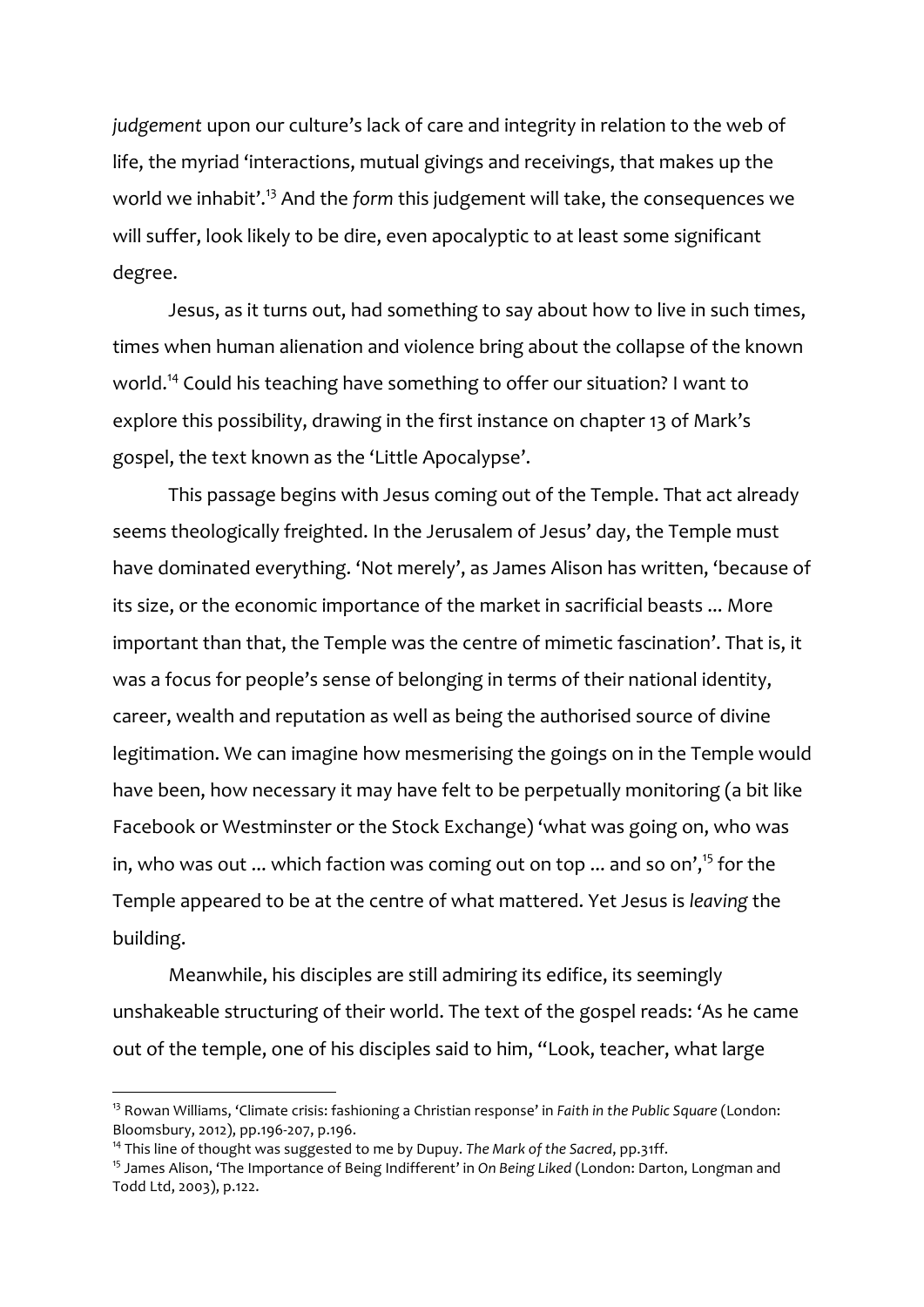*judgement* upon our culture's lack of care and integrity in relation to the web of life, the myriad 'interactions, mutual givings and receivings, that makes up the world we inhabit'.[13] And the *form* this judgement will take, the consequences we will suffer, look likely to be dire, even apocalyptic to at least some significant degree.

Jesus, as it turns out, had something to say about how to live in such times, times when human alienation and violence bring about the collapse of the known world.[14] Could his teaching have something to offer our situation? I want to explore this possibility, drawing in the first instance on chapter 13 of Mark's gospel, the text known as the 'Little Apocalypse'.

This passage begins with Jesus coming out of the Temple. That act already seems theologically freighted. In the Jerusalem of Jesus' day, the Temple must have dominated everything. 'Not merely', as James Alison has written, 'because of its size, or the economic importance of the market in sacrificial beasts ... More important than that, the Temple was the centre of mimetic fascination'. That is, it was a focus for people's sense of belonging in terms of their national identity, career, wealth and reputation as well as being the authorised source of divine legitimation. We can imagine how mesmerising the goings on in the Temple would have been, how necessary it may have felt to be perpetually monitoring (a bit like Facebook or Westminster or the Stock Exchange) 'what was going on, who was in, who was out ... which faction was coming out on top ... and so on',[15] for the Temple appeared to be at the centre of what mattered. Yet Jesus is *leaving* the building.

Meanwhile, his disciples are still admiring its edifice, its seemingly unshakeable structuring of their world. The text of the gospel reads: 'As he came out of the temple, one of his disciples said to him, "Look, teacher, what large

---

[13] Rowan Williams, 'Climate crisis: fashioning a Christian response' in *Faith in the Public Square* (London: Bloomsbury, 2012), pp.196-207, p.196.

[14] This line of thought was suggested to me by Dupuy. *The Mark of the Sacred*, pp.31ff.

[15] James Alison, 'The Importance of Being Indifferent' in *On Being Liked* (London: Darton, Longman and Todd Ltd, 2003), p.122.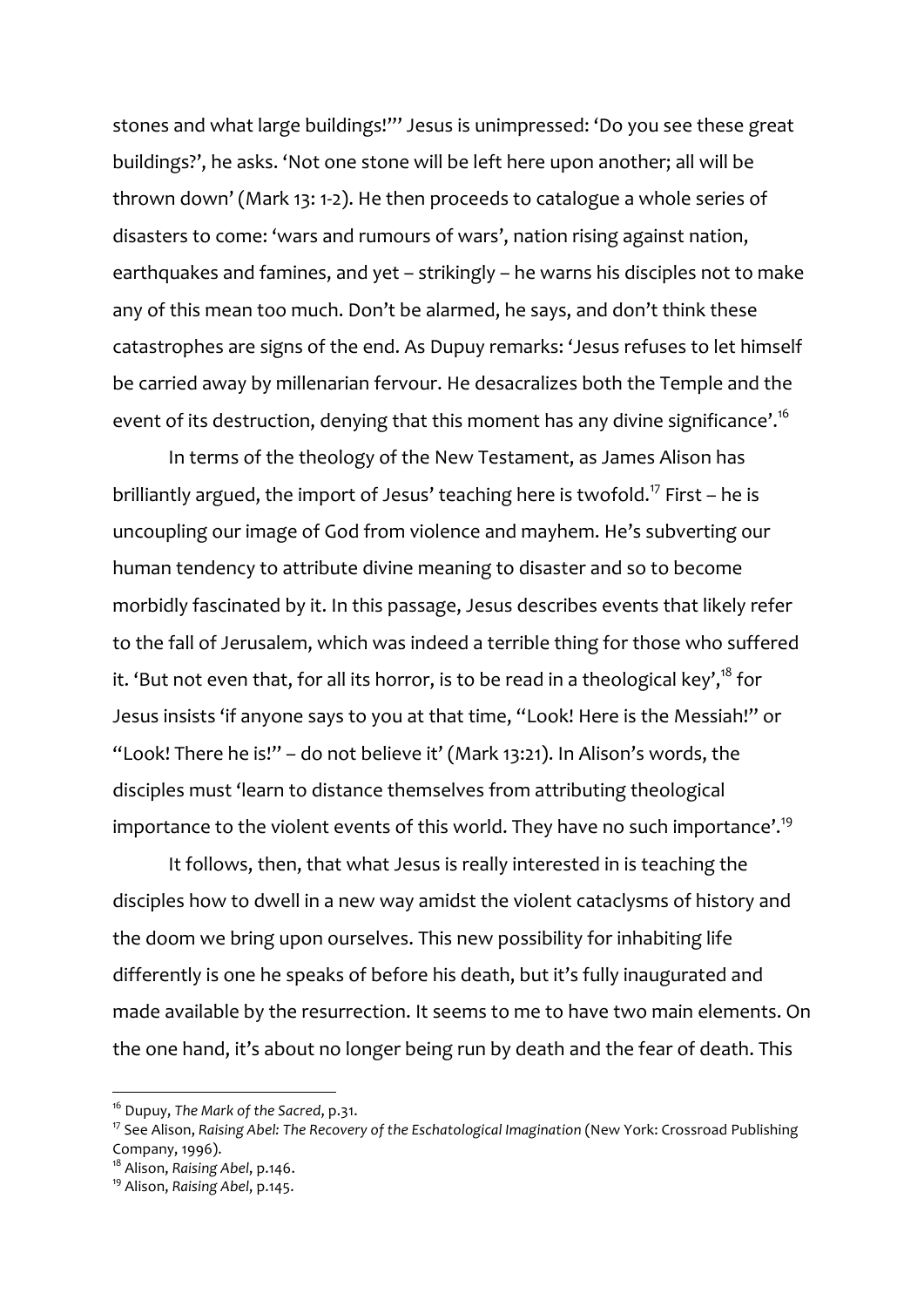stones and what large buildings!"' Jesus is unimpressed: 'Do you see these great buildings?', he asks. 'Not one stone will be left here upon another; all will be thrown down' (Mark 13: 1-2). He then proceeds to catalogue a whole series of disasters to come: 'wars and rumours of wars', nation rising against nation, earthquakes and famines, and yet – strikingly – he warns his disciples not to make any of this mean too much. Don't be alarmed, he says, and don't think these catastrophes are signs of the end. As Dupuy remarks: 'Jesus refuses to let himself be carried away by millenarian fervour. He desacralizes both the Temple and the event of its destruction, denying that this moment has any divine significance'.[16]

In terms of the theology of the New Testament, as James Alison has brilliantly argued, the import of Jesus' teaching here is twofold.[17] First – he is uncoupling our image of God from violence and mayhem. He's subverting our human tendency to attribute divine meaning to disaster and so to become morbidly fascinated by it. In this passage, Jesus describes events that likely refer to the fall of Jerusalem, which was indeed a terrible thing for those who suffered it. 'But not even that, for all its horror, is to be read in a theological key',[18] for Jesus insists 'if anyone says to you at that time, "Look! Here is the Messiah!" or "Look! There he is!" – do not believe it' (Mark 13:21). In Alison's words, the disciples must 'learn to distance themselves from attributing theological importance to the violent events of this world. They have no such importance'.[19]

It follows, then, that what Jesus is really interested in is teaching the disciples how to dwell in a new way amidst the violent cataclysms of history and the doom we bring upon ourselves. This new possibility for inhabiting life differently is one he speaks of before his death, but it's fully inaugurated and made available by the resurrection. It seems to me to have two main elements. On the one hand, it's about no longer being run by death and the fear of death. This

---

[16] Dupuy, *The Mark of the Sacred*, p.31.

[17] See Alison, *Raising Abel: The Recovery of the Eschatological Imagination* (New York: Crossroad Publishing Company, 1996).

[18] Alison, *Raising Abel*, p.146.

[19] Alison, *Raising Abel*, p.145.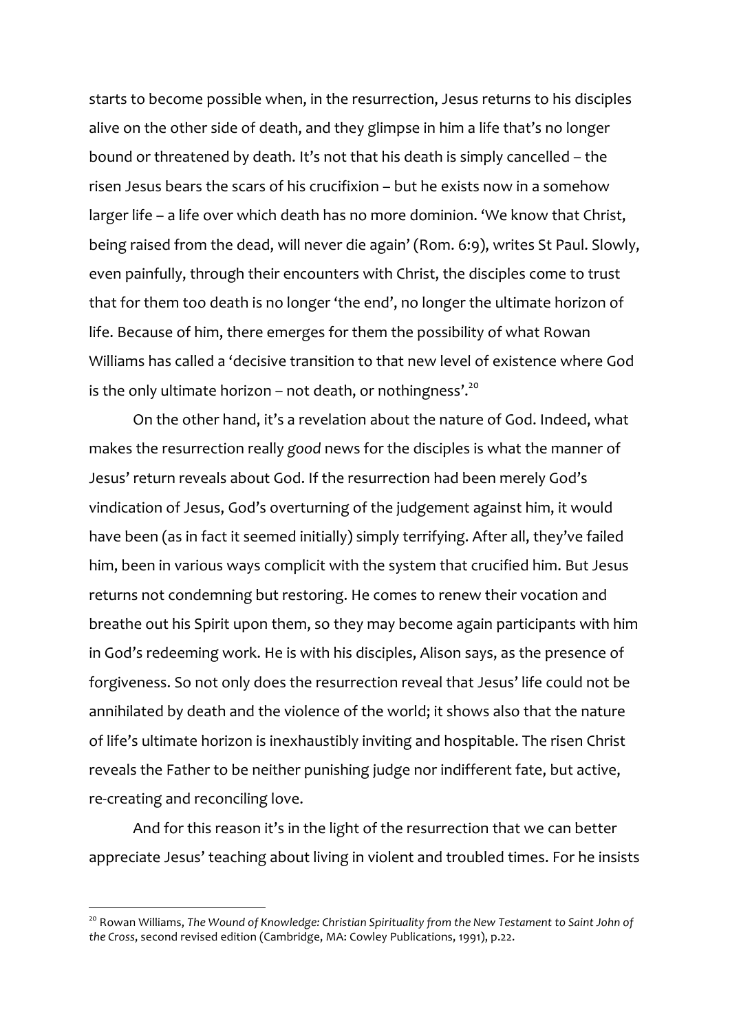starts to become possible when, in the resurrection, Jesus returns to his disciples alive on the other side of death, and they glimpse in him a life that's no longer bound or threatened by death. It's not that his death is simply cancelled – the risen Jesus bears the scars of his crucifixion – but he exists now in a somehow larger life – a life over which death has no more dominion. 'We know that Christ, being raised from the dead, will never die again' (Rom. 6:9), writes St Paul. Slowly, even painfully, through their encounters with Christ, the disciples come to trust that for them too death is no longer 'the end', no longer the ultimate horizon of life. Because of him, there emerges for them the possibility of what Rowan Williams has called a 'decisive transition to that new level of existence where God is the only ultimate horizon – not death, or nothingness'.[20]

On the other hand, it's a revelation about the nature of God. Indeed, what makes the resurrection really *good* news for the disciples is what the manner of Jesus' return reveals about God. If the resurrection had been merely God's vindication of Jesus, God's overturning of the judgement against him, it would have been (as in fact it seemed initially) simply terrifying. After all, they've failed him, been in various ways complicit with the system that crucified him. But Jesus returns not condemning but restoring. He comes to renew their vocation and breathe out his Spirit upon them, so they may become again participants with him in God's redeeming work. He is with his disciples, Alison says, as the presence of forgiveness. So not only does the resurrection reveal that Jesus' life could not be annihilated by death and the violence of the world; it shows also that the nature of life's ultimate horizon is inexhaustibly inviting and hospitable. The risen Christ reveals the Father to be neither punishing judge nor indifferent fate, but active, re-creating and reconciling love.

And for this reason it's in the light of the resurrection that we can better appreciate Jesus' teaching about living in violent and troubled times. For he insists

---

[20] Rowan Williams, *The Wound of Knowledge: Christian Spirituality from the New Testament to Saint John of the Cross*, second revised edition (Cambridge, MA: Cowley Publications, 1991), p.22.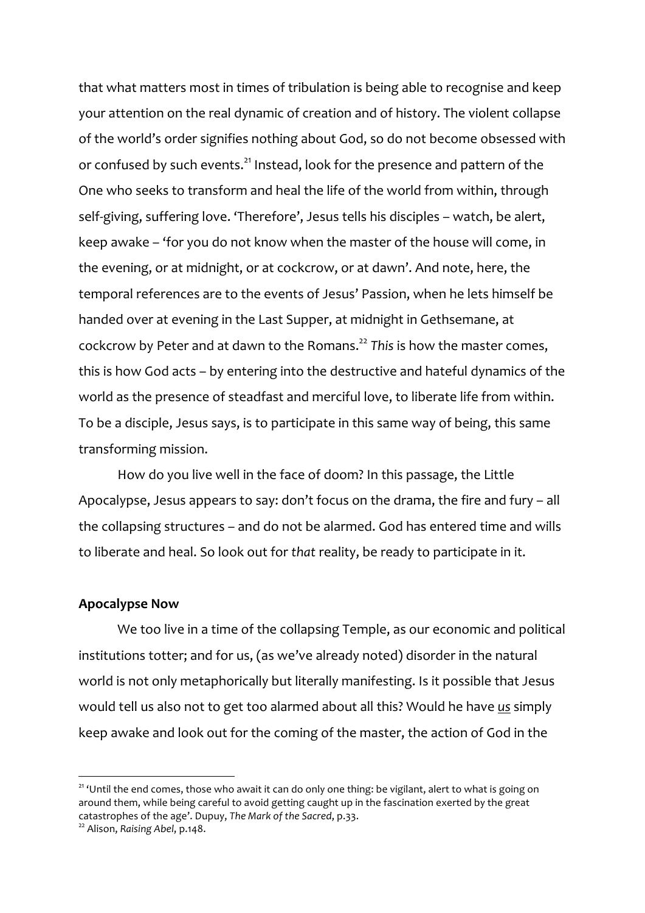that what matters most in times of tribulation is being able to recognise and keep your attention on the real dynamic of creation and of history. The violent collapse of the world's order signifies nothing about God, so do not become obsessed with or confused by such events.[21] Instead, look for the presence and pattern of the One who seeks to transform and heal the life of the world from within, through self-giving, suffering love. 'Therefore', Jesus tells his disciples – watch, be alert, keep awake – 'for you do not know when the master of the house will come, in the evening, or at midnight, or at cockcrow, or at dawn'. And note, here, the temporal references are to the events of Jesus' Passion, when he lets himself be handed over at evening in the Last Supper, at midnight in Gethsemane, at cockcrow by Peter and at dawn to the Romans.[22] *This* is how the master comes, this is how God acts – by entering into the destructive and hateful dynamics of the world as the presence of steadfast and merciful love, to liberate life from within. To be a disciple, Jesus says, is to participate in this same way of being, this same transforming mission.

How do you live well in the face of doom? In this passage, the Little Apocalypse, Jesus appears to say: don't focus on the drama, the fire and fury – all the collapsing structures – and do not be alarmed. God has entered time and wills to liberate and heal. So look out for *that* reality, be ready to participate in it.

**Apocalypse Now**

We too live in a time of the collapsing Temple, as our economic and political institutions totter; and for us, (as we've already noted) disorder in the natural world is not only metaphorically but literally manifesting. Is it possible that Jesus would tell us also not to get too alarmed about all this? Would he have <u>*us*</u> simply keep awake and look out for the coming of the master, the action of God in the

[21] 'Until the end comes, those who await it can do only one thing: be vigilant, alert to what is going on around them, while being careful to avoid getting caught up in the fascination exerted by the great catastrophes of the age'. Dupuy, *The Mark of the Sacred*, p.33.

[22] Alison, *Raising Abel*, p.148.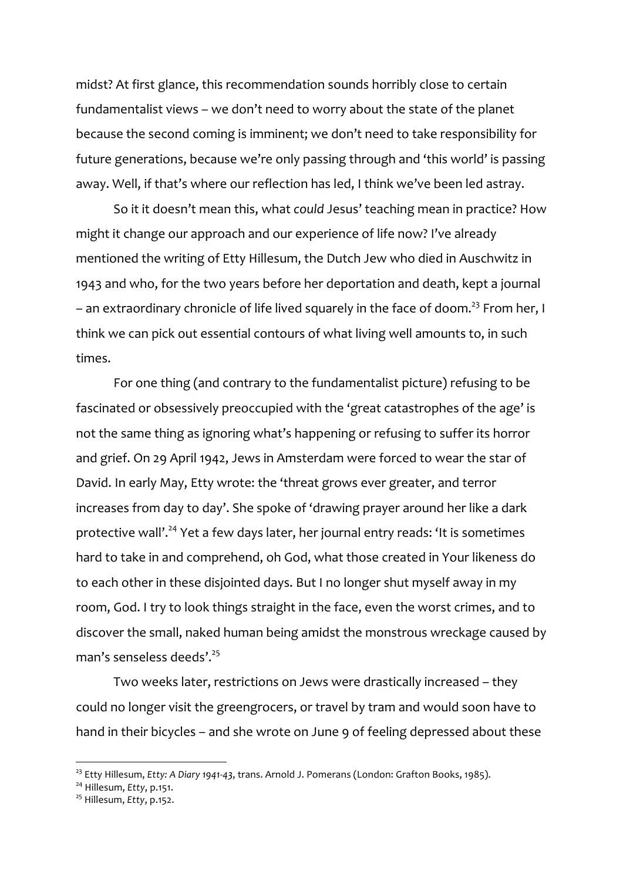midst? At first glance, this recommendation sounds horribly close to certain fundamentalist views – we don't need to worry about the state of the planet because the second coming is imminent; we don't need to take responsibility for future generations, because we're only passing through and 'this world' is passing away. Well, if that's where our reflection has led, I think we've been led astray.

So it it doesn't mean this, what *could* Jesus' teaching mean in practice? How might it change our approach and our experience of life now? I've already mentioned the writing of Etty Hillesum, the Dutch Jew who died in Auschwitz in 1943 and who, for the two years before her deportation and death, kept a journal – an extraordinary chronicle of life lived squarely in the face of doom.[23] From her, I think we can pick out essential contours of what living well amounts to, in such times.

For one thing (and contrary to the fundamentalist picture) refusing to be fascinated or obsessively preoccupied with the 'great catastrophes of the age' is not the same thing as ignoring what's happening or refusing to suffer its horror and grief. On 29 April 1942, Jews in Amsterdam were forced to wear the star of David. In early May, Etty wrote: the 'threat grows ever greater, and terror increases from day to day'. She spoke of 'drawing prayer around her like a dark protective wall'.[24] Yet a few days later, her journal entry reads: 'It is sometimes hard to take in and comprehend, oh God, what those created in Your likeness do to each other in these disjointed days. But I no longer shut myself away in my room, God. I try to look things straight in the face, even the worst crimes, and to discover the small, naked human being amidst the monstrous wreckage caused by man's senseless deeds'.[25]

Two weeks later, restrictions on Jews were drastically increased – they could no longer visit the greengrocers, or travel by tram and would soon have to hand in their bicycles – and she wrote on June 9 of feeling depressed about these

---

[23] Etty Hillesum, *Etty: A Diary 1941-43*, trans. Arnold J. Pomerans (London: Grafton Books, 1985).

[24] Hillesum, *Etty*, p.151.

[25] Hillesum, *Etty*, p.152.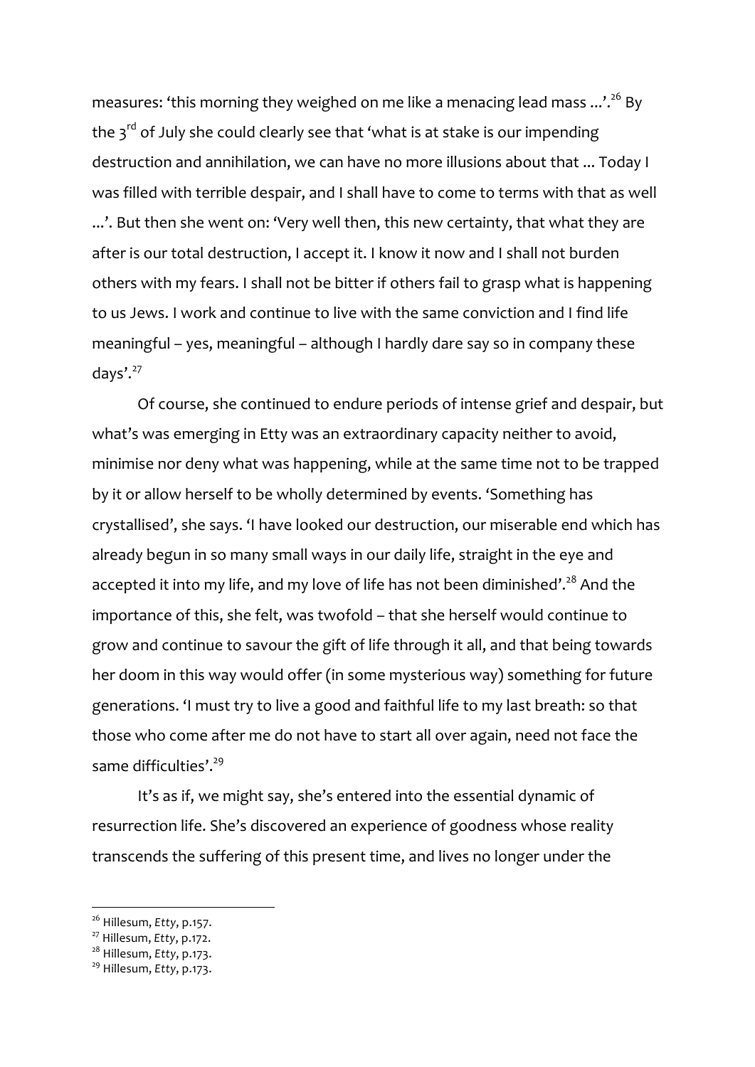measures: 'this morning they weighed on me like a menacing lead mass ...'.[26] By the 3rd of July she could clearly see that 'what is at stake is our impending destruction and annihilation, we can have no more illusions about that ... Today I was filled with terrible despair, and I shall have to come to terms with that as well ...'. But then she went on: 'Very well then, this new certainty, that what they are after is our total destruction, I accept it. I know it now and I shall not burden others with my fears. I shall not be bitter if others fail to grasp what is happening to us Jews. I work and continue to live with the same conviction and I find life meaningful – yes, meaningful – although I hardly dare say so in company these days'.[27]

Of course, she continued to endure periods of intense grief and despair, but what's was emerging in Etty was an extraordinary capacity neither to avoid, minimise nor deny what was happening, while at the same time not to be trapped by it or allow herself to be wholly determined by events. 'Something has crystallised', she says. 'I have looked our destruction, our miserable end which has already begun in so many small ways in our daily life, straight in the eye and accepted it into my life, and my love of life has not been diminished'.[28] And the importance of this, she felt, was twofold – that she herself would continue to grow and continue to savour the gift of life through it all, and that being towards her doom in this way would offer (in some mysterious way) something for future generations. 'I must try to live a good and faithful life to my last breath: so that those who come after me do not have to start all over again, need not face the same difficulties'.[29]

It's as if, we might say, she's entered into the essential dynamic of resurrection life. She's discovered an experience of goodness whose reality transcends the suffering of this present time, and lives no longer under the

---

[26] Hillesum, *Etty*, p.157.
[27] Hillesum, *Etty*, p.172.
[28] Hillesum, *Etty*, p.173.
[29] Hillesum, *Etty*, p.173.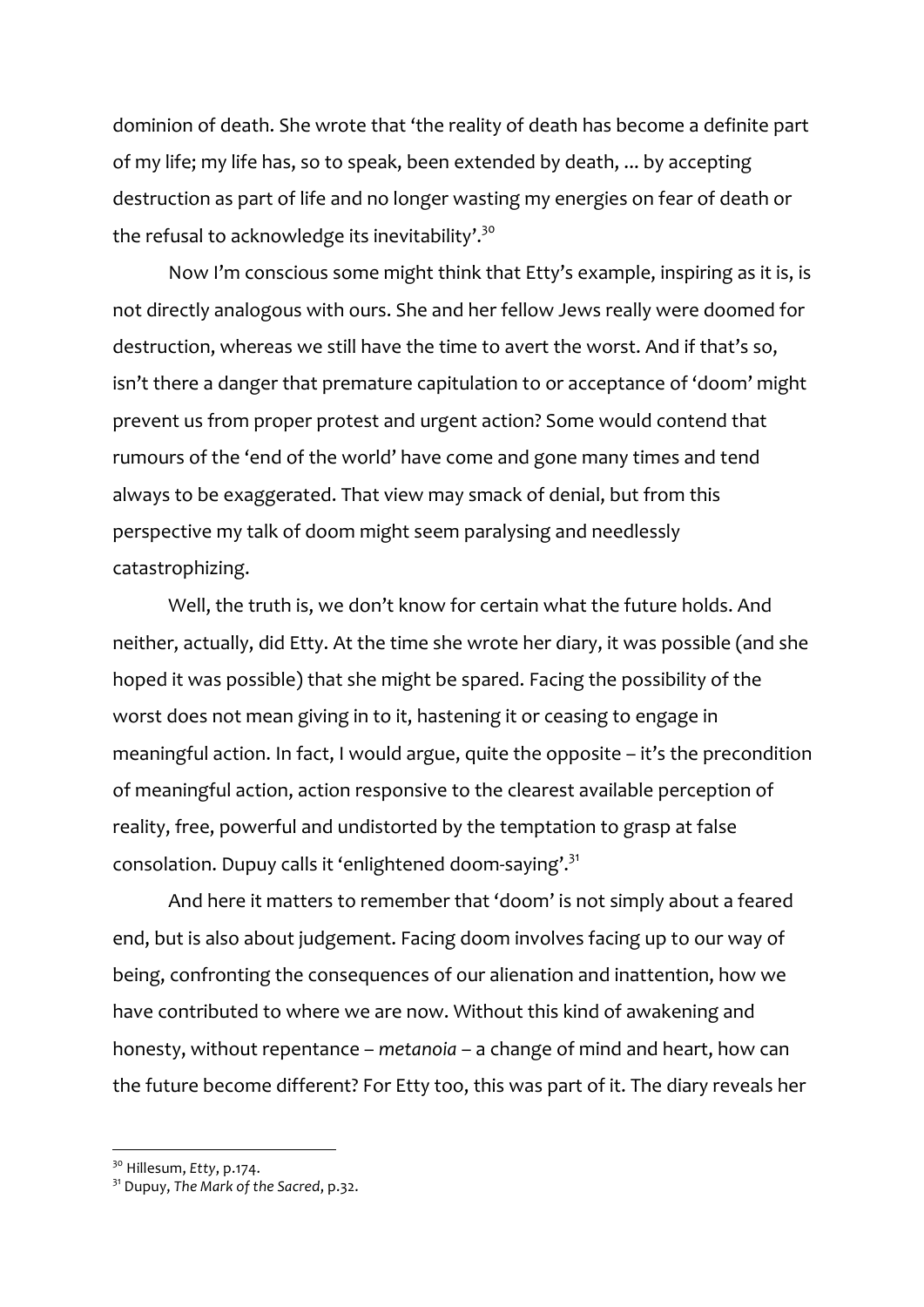dominion of death. She wrote that 'the reality of death has become a definite part of my life; my life has, so to speak, been extended by death, ... by accepting destruction as part of life and no longer wasting my energies on fear of death or the refusal to acknowledge its inevitability'.[30]

Now I'm conscious some might think that Etty's example, inspiring as it is, is not directly analogous with ours. She and her fellow Jews really were doomed for destruction, whereas we still have the time to avert the worst. And if that's so, isn't there a danger that premature capitulation to or acceptance of 'doom' might prevent us from proper protest and urgent action? Some would contend that rumours of the 'end of the world' have come and gone many times and tend always to be exaggerated. That view may smack of denial, but from this perspective my talk of doom might seem paralysing and needlessly catastrophizing.

Well, the truth is, we don't know for certain what the future holds. And neither, actually, did Etty. At the time she wrote her diary, it was possible (and she hoped it was possible) that she might be spared. Facing the possibility of the worst does not mean giving in to it, hastening it or ceasing to engage in meaningful action. In fact, I would argue, quite the opposite – it's the precondition of meaningful action, action responsive to the clearest available perception of reality, free, powerful and undistorted by the temptation to grasp at false consolation. Dupuy calls it 'enlightened doom-saying'.[31]

And here it matters to remember that 'doom' is not simply about a feared end, but is also about judgement. Facing doom involves facing up to our way of being, confronting the consequences of our alienation and inattention, how we have contributed to where we are now. Without this kind of awakening and honesty, without repentance – *metanoia* – a change of mind and heart, how can the future become different? For Etty too, this was part of it. The diary reveals her

---

[30] Hillesum, *Etty*, p.174.

[31] Dupuy, *The Mark of the Sacred*, p.32.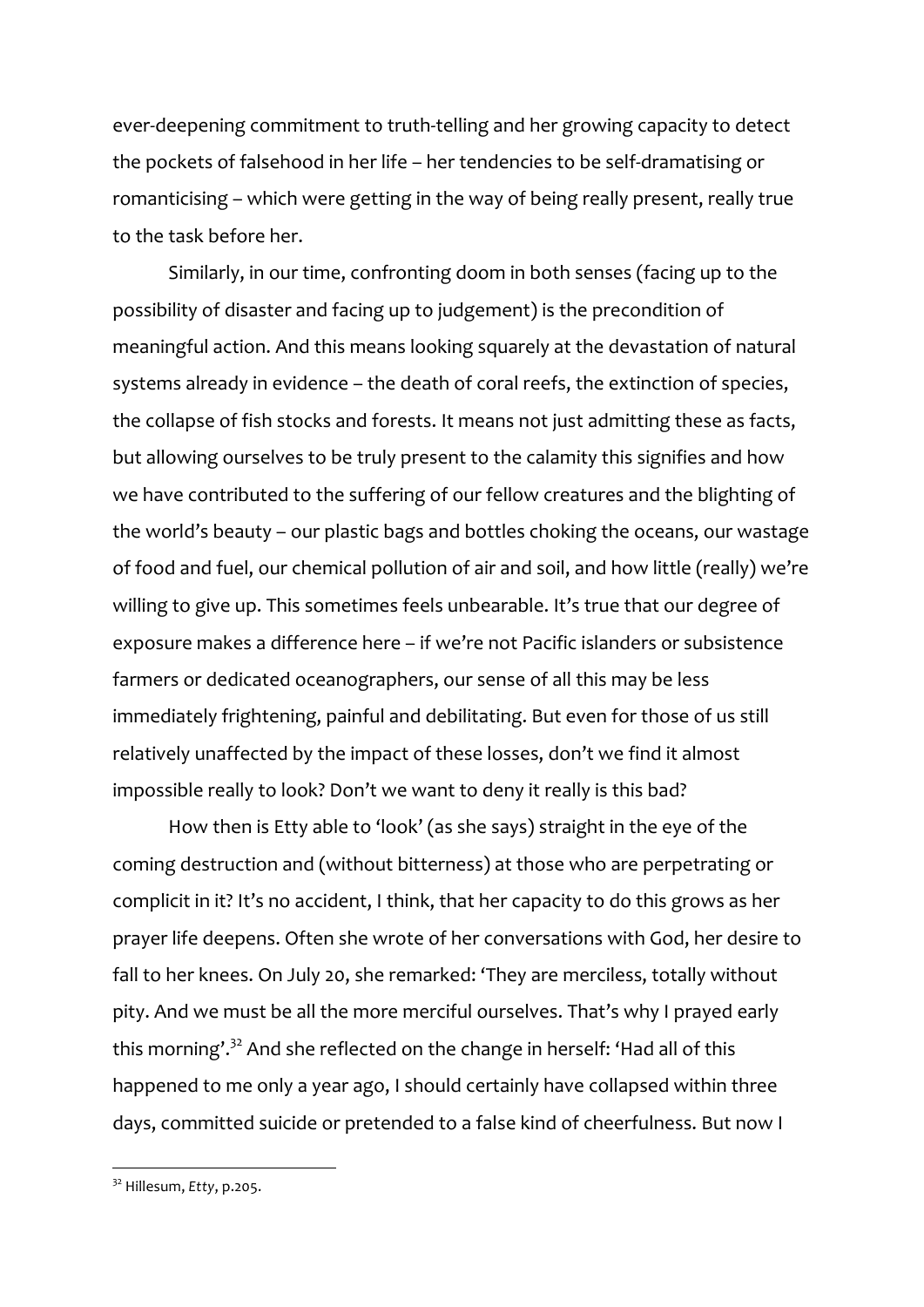ever-deepening commitment to truth-telling and her growing capacity to detect the pockets of falsehood in her life – her tendencies to be self-dramatising or romanticising – which were getting in the way of being really present, really true to the task before her.

Similarly, in our time, confronting doom in both senses (facing up to the possibility of disaster and facing up to judgement) is the precondition of meaningful action. And this means looking squarely at the devastation of natural systems already in evidence – the death of coral reefs, the extinction of species, the collapse of fish stocks and forests. It means not just admitting these as facts, but allowing ourselves to be truly present to the calamity this signifies and how we have contributed to the suffering of our fellow creatures and the blighting of the world's beauty – our plastic bags and bottles choking the oceans, our wastage of food and fuel, our chemical pollution of air and soil, and how little (really) we're willing to give up. This sometimes feels unbearable. It's true that our degree of exposure makes a difference here – if we're not Pacific islanders or subsistence farmers or dedicated oceanographers, our sense of all this may be less immediately frightening, painful and debilitating. But even for those of us still relatively unaffected by the impact of these losses, don't we find it almost impossible really to look? Don't we want to deny it really is this bad?

How then is Etty able to 'look' (as she says) straight in the eye of the coming destruction and (without bitterness) at those who are perpetrating or complicit in it? It's no accident, I think, that her capacity to do this grows as her prayer life deepens. Often she wrote of her conversations with God, her desire to fall to her knees. On July 20, she remarked: 'They are merciless, totally without pity. And we must be all the more merciful ourselves. That's why I prayed early this morning'.[32] And she reflected on the change in herself: 'Had all of this happened to me only a year ago, I should certainly have collapsed within three days, committed suicide or pretended to a false kind of cheerfulness. But now I

---

[32] Hillesum, *Etty*, p.205.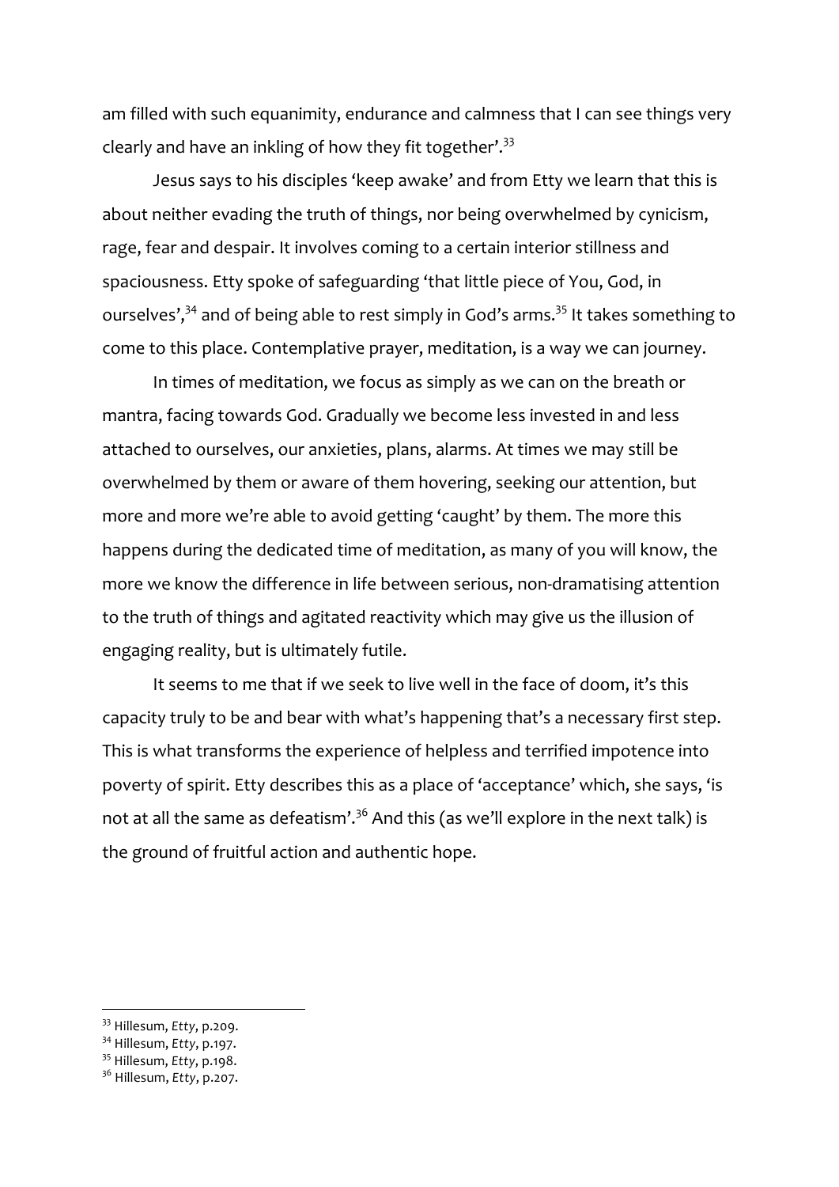am filled with such equanimity, endurance and calmness that I can see things very clearly and have an inkling of how they fit together'.[33]

Jesus says to his disciples 'keep awake' and from Etty we learn that this is about neither evading the truth of things, nor being overwhelmed by cynicism, rage, fear and despair. It involves coming to a certain interior stillness and spaciousness. Etty spoke of safeguarding 'that little piece of You, God, in ourselves',[34] and of being able to rest simply in God's arms.[35] It takes something to come to this place. Contemplative prayer, meditation, is a way we can journey.

In times of meditation, we focus as simply as we can on the breath or mantra, facing towards God. Gradually we become less invested in and less attached to ourselves, our anxieties, plans, alarms. At times we may still be overwhelmed by them or aware of them hovering, seeking our attention, but more and more we're able to avoid getting 'caught' by them. The more this happens during the dedicated time of meditation, as many of you will know, the more we know the difference in life between serious, non-dramatising attention to the truth of things and agitated reactivity which may give us the illusion of engaging reality, but is ultimately futile.

It seems to me that if we seek to live well in the face of doom, it's this capacity truly to be and bear with what's happening that's a necessary first step. This is what transforms the experience of helpless and terrified impotence into poverty of spirit. Etty describes this as a place of 'acceptance' which, she says, 'is not at all the same as defeatism'.[36] And this (as we'll explore in the next talk) is the ground of fruitful action and authentic hope.

---

[33] Hillesum, *Etty*, p.209.
[34] Hillesum, *Etty*, p.197.
[35] Hillesum, *Etty*, p.198.
[36] Hillesum, *Etty*, p.207.